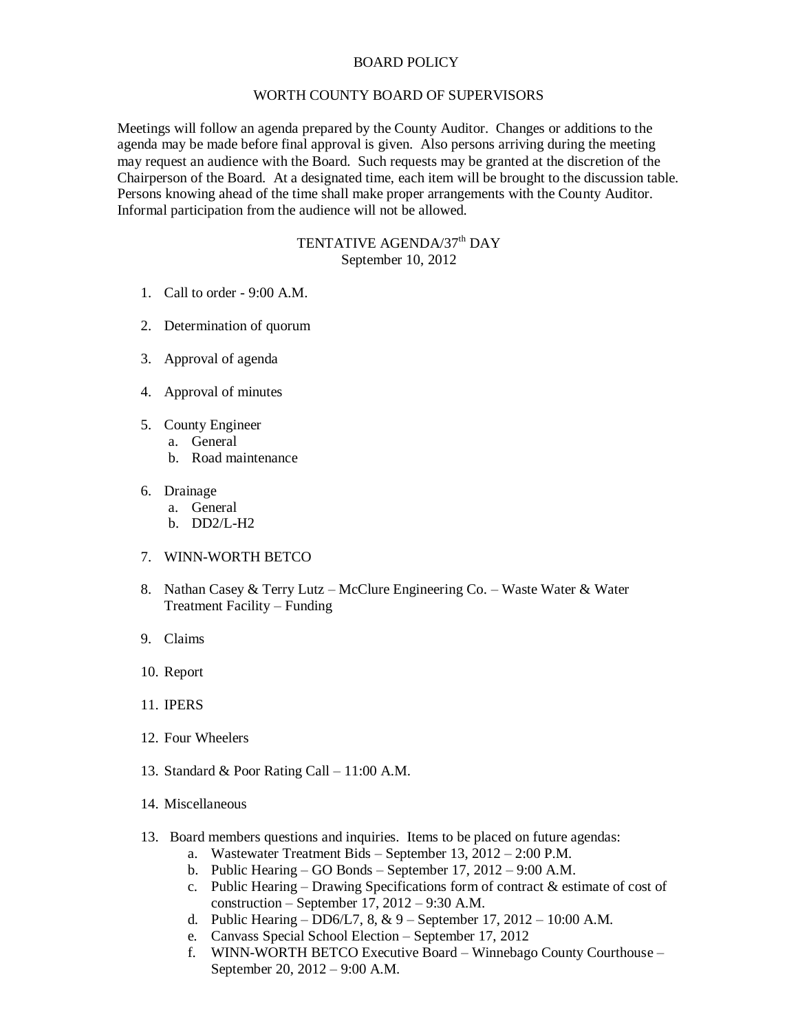# BOARD POLICY

## WORTH COUNTY BOARD OF SUPERVISORS

Meetings will follow an agenda prepared by the County Auditor. Changes or additions to the agenda may be made before final approval is given. Also persons arriving during the meeting may request an audience with the Board. Such requests may be granted at the discretion of the Chairperson of the Board. At a designated time, each item will be brought to the discussion table. Persons knowing ahead of the time shall make proper arrangements with the County Auditor. Informal participation from the audience will not be allowed.

## TENTATIVE AGENDA/37th DAY
September 10, 2012

1. Call to order - 9:00 A.M.

2. Determination of quorum

3. Approval of agenda

4. Approval of minutes

5. County Engineer
   a. General
   b. Road maintenance

6. Drainage
   a. General
   b. DD2/L-H2

7. WINN-WORTH BETCO

8. Nathan Casey & Terry Lutz – McClure Engineering Co. – Waste Water & Water Treatment Facility – Funding

9. Claims

10. Report

11. IPERS

12. Four Wheelers

13. Standard & Poor Rating Call – 11:00 A.M.

14. Miscellaneous

13. Board members questions and inquiries. Items to be placed on future agendas:
    a. Wastewater Treatment Bids – September 13, 2012 – 2:00 P.M.
    b. Public Hearing – GO Bonds – September 17, 2012 – 9:00 A.M.
    c. Public Hearing – Drawing Specifications form of contract & estimate of cost of construction – September 17, 2012 – 9:30 A.M.
    d. Public Hearing – DD6/L7, 8, & 9 – September 17, 2012 – 10:00 A.M.
    e. Canvass Special School Election – September 17, 2012
    f. WINN-WORTH BETCO Executive Board – Winnebago County Courthouse – September 20, 2012 – 9:00 A.M.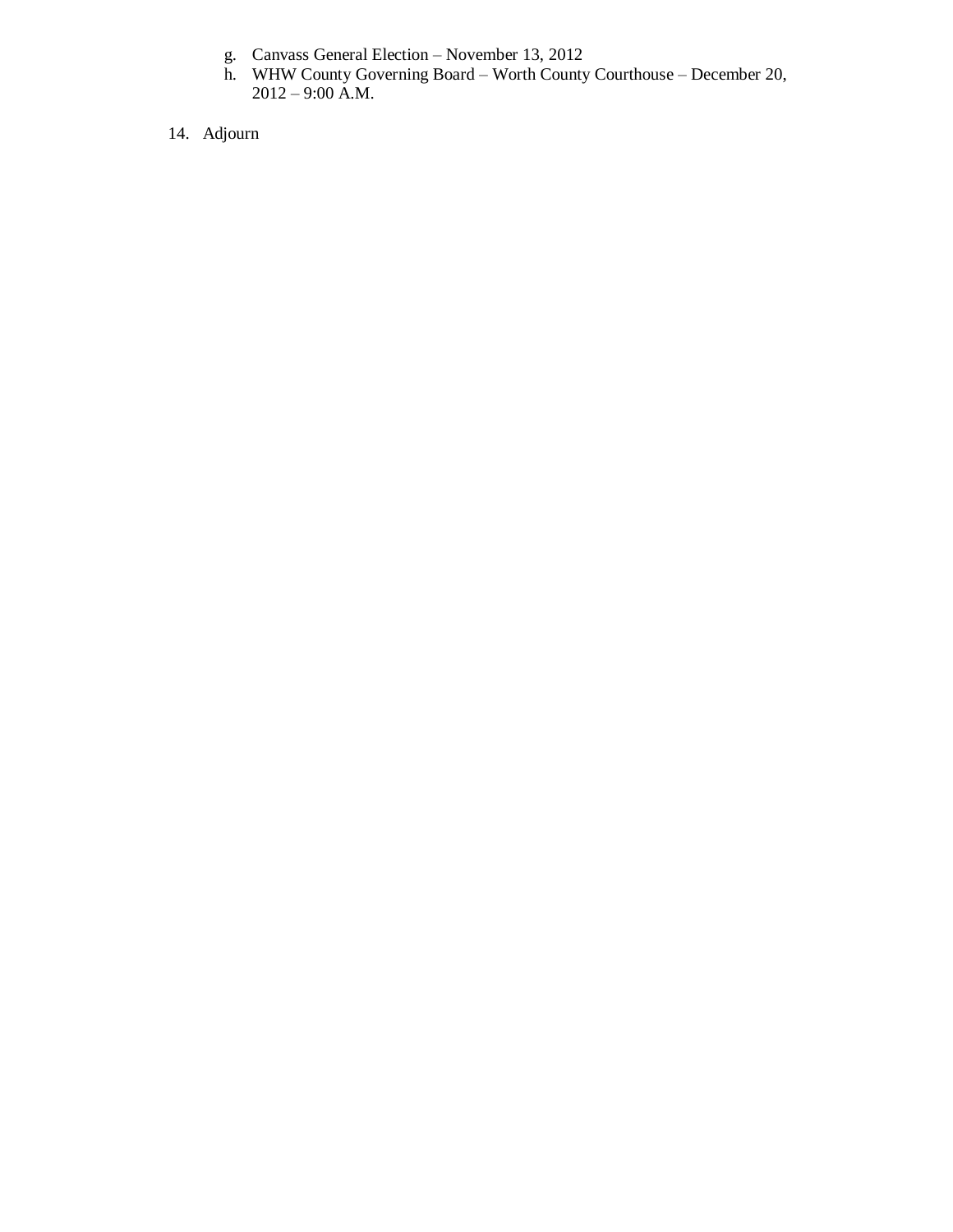g. Canvass General Election – November 13, 2012
h. WHW County Governing Board – Worth County Courthouse – December 20, 2012 – 9:00 A.M.

14. Adjourn